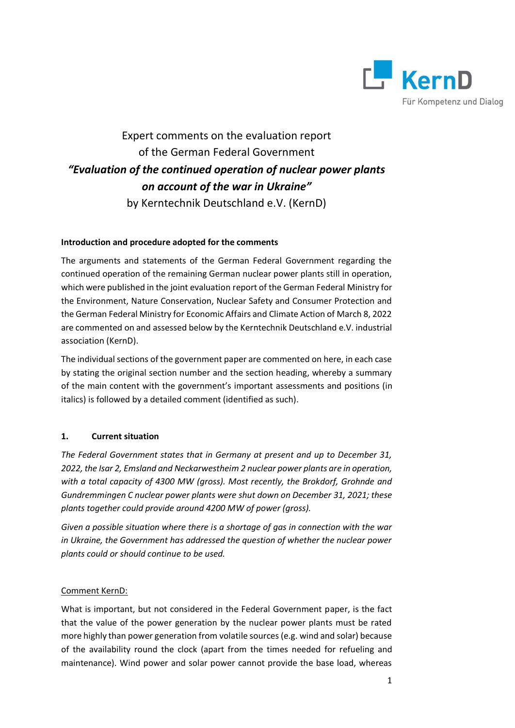KernD
Für Kompetenz und Dialog

# Expert comments on the evaluation report of the German Federal Government *"Evaluation of the continued operation of nuclear power plants on account of the war in Ukraine"* by Kerntechnik Deutschland e.V. (KernD)

## Introduction and procedure adopted for the comments

The arguments and statements of the German Federal Government regarding the continued operation of the remaining German nuclear power plants still in operation, which were published in the joint evaluation report of the German Federal Ministry for the Environment, Nature Conservation, Nuclear Safety and Consumer Protection and the German Federal Ministry for Economic Affairs and Climate Action of March 8, 2022 are commented on and assessed below by the Kerntechnik Deutschland e.V. industrial association (KernD).

The individual sections of the government paper are commented on here, in each case by stating the original section number and the section heading, whereby a summary of the main content with the government's important assessments and positions (in italics) is followed by a detailed comment (identified as such).

## 1. Current situation

*The Federal Government states that in Germany at present and up to December 31, 2022, the Isar 2, Emsland and Neckarwestheim 2 nuclear power plants are in operation, with a total capacity of 4300 MW (gross). Most recently, the Brokdorf, Grohnde and Gundremmingen C nuclear power plants were shut down on December 31, 2021; these plants together could provide around 4200 MW of power (gross).*

*Given a possible situation where there is a shortage of gas in connection with the war in Ukraine, the Government has addressed the question of whether the nuclear power plants could or should continue to be used.*

Comment KernD:

What is important, but not considered in the Federal Government paper, is the fact that the value of the power generation by the nuclear power plants must be rated more highly than power generation from volatile sources (e.g. wind and solar) because of the availability round the clock (apart from the times needed for refueling and maintenance). Wind power and solar power cannot provide the base load, whereas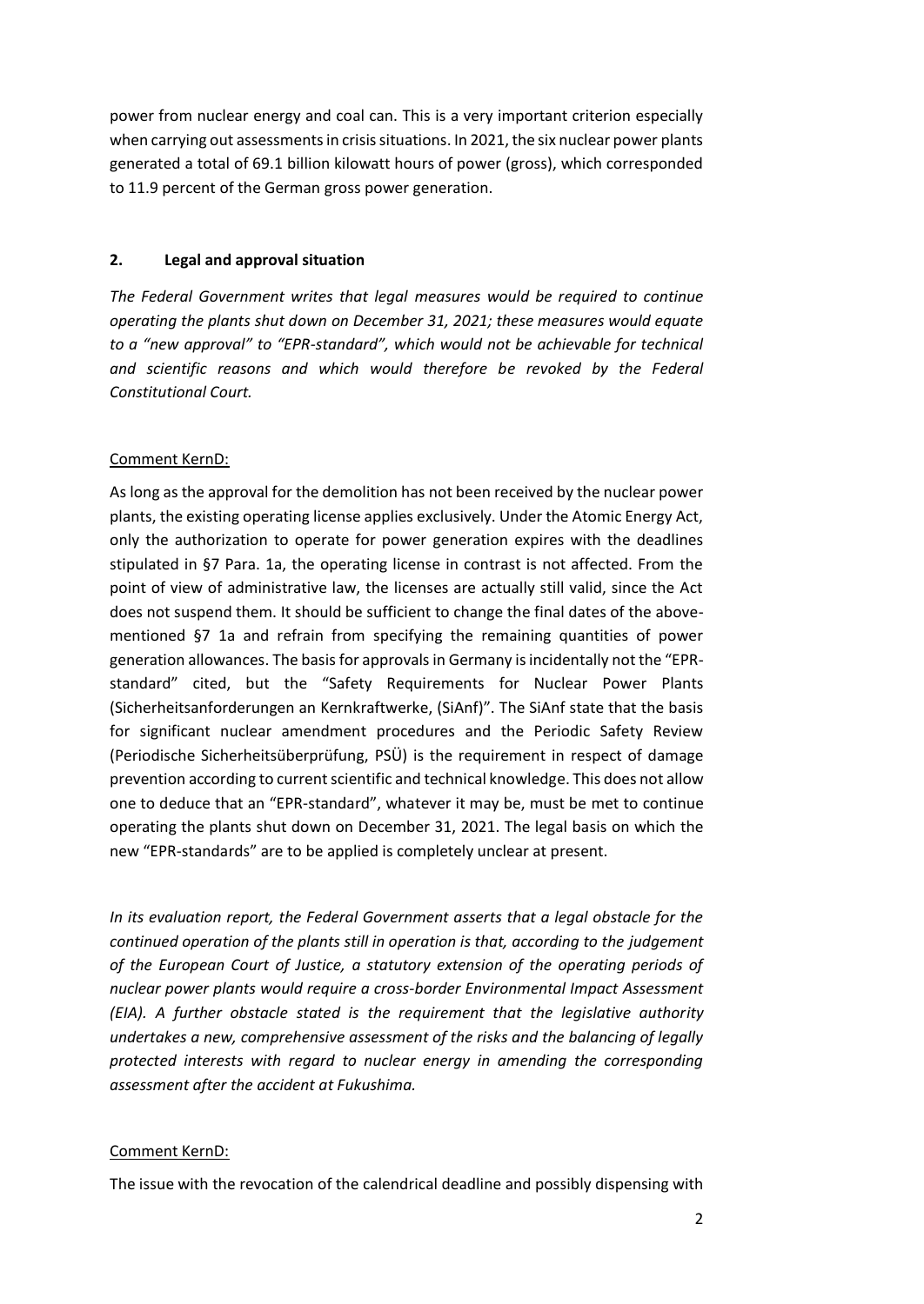power from nuclear energy and coal can. This is a very important criterion especially when carrying out assessments in crisis situations. In 2021, the six nuclear power plants generated a total of 69.1 billion kilowatt hours of power (gross), which corresponded to 11.9 percent of the German gross power generation.

## 2. Legal and approval situation

*The Federal Government writes that legal measures would be required to continue operating the plants shut down on December 31, 2021; these measures would equate to a "new approval" to "EPR-standard", which would not be achievable for technical and scientific reasons and which would therefore be revoked by the Federal Constitutional Court.*

Comment KernD:

As long as the approval for the demolition has not been received by the nuclear power plants, the existing operating license applies exclusively. Under the Atomic Energy Act, only the authorization to operate for power generation expires with the deadlines stipulated in §7 Para. 1a, the operating license in contrast is not affected. From the point of view of administrative law, the licenses are actually still valid, since the Act does not suspend them. It should be sufficient to change the final dates of the above-mentioned §7 1a and refrain from specifying the remaining quantities of power generation allowances. The basis for approvals in Germany is incidentally not the "EPR-standard" cited, but the "Safety Requirements for Nuclear Power Plants (Sicherheitsanforderungen an Kernkraftwerke, (SiAnf)". The SiAnf state that the basis for significant nuclear amendment procedures and the Periodic Safety Review (Periodische Sicherheitsüberprüfung, PSÜ) is the requirement in respect of damage prevention according to current scientific and technical knowledge. This does not allow one to deduce that an "EPR-standard", whatever it may be, must be met to continue operating the plants shut down on December 31, 2021. The legal basis on which the new "EPR-standards" are to be applied is completely unclear at present.

*In its evaluation report, the Federal Government asserts that a legal obstacle for the continued operation of the plants still in operation is that, according to the judgement of the European Court of Justice, a statutory extension of the operating periods of nuclear power plants would require a cross-border Environmental Impact Assessment (EIA). A further obstacle stated is the requirement that the legislative authority undertakes a new, comprehensive assessment of the risks and the balancing of legally protected interests with regard to nuclear energy in amending the corresponding assessment after the accident at Fukushima.*

Comment KernD:

The issue with the revocation of the calendrical deadline and possibly dispensing with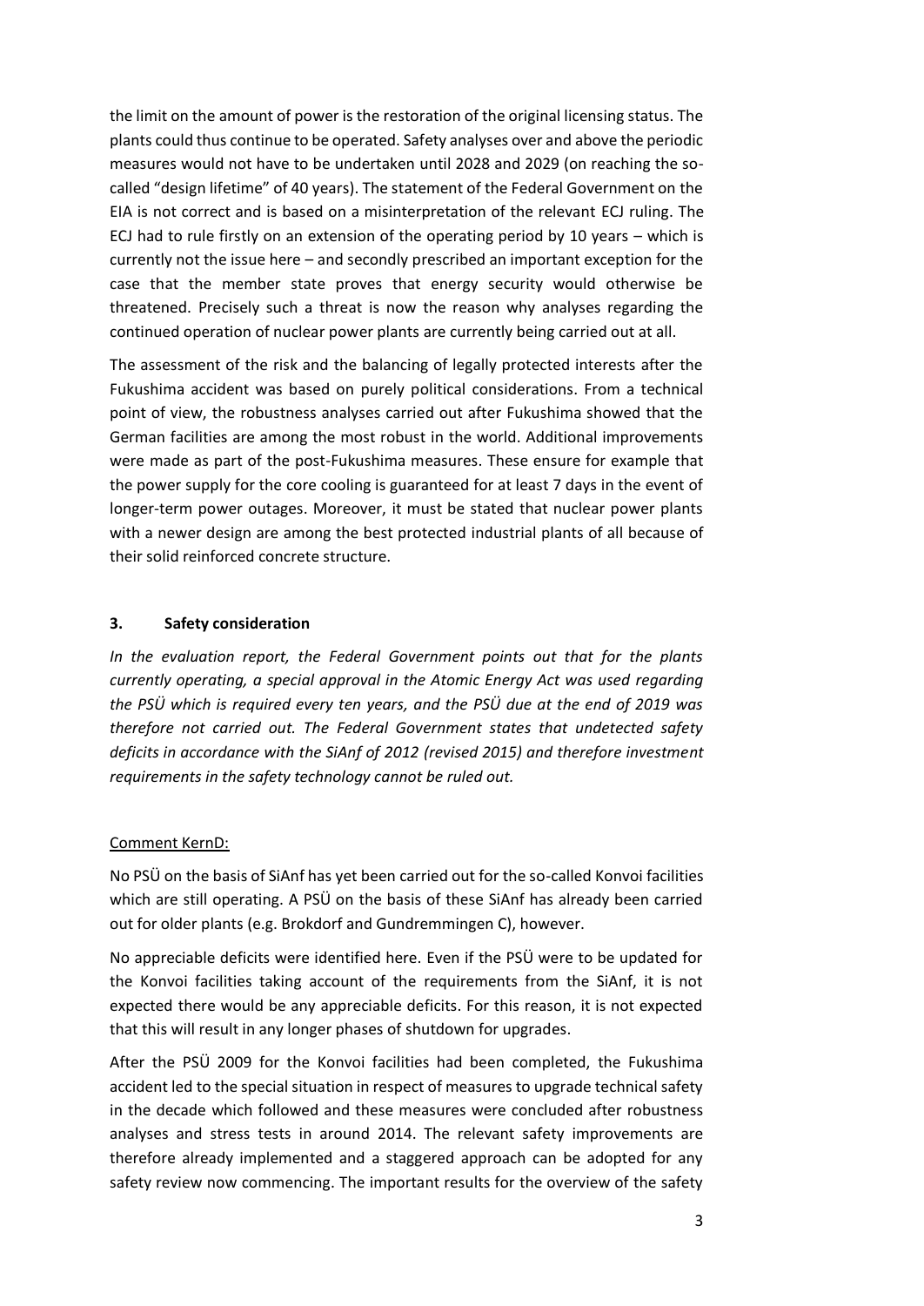the limit on the amount of power is the restoration of the original licensing status. The plants could thus continue to be operated. Safety analyses over and above the periodic measures would not have to be undertaken until 2028 and 2029 (on reaching the so-called "design lifetime" of 40 years). The statement of the Federal Government on the EIA is not correct and is based on a misinterpretation of the relevant ECJ ruling. The ECJ had to rule firstly on an extension of the operating period by 10 years – which is currently not the issue here – and secondly prescribed an important exception for the case that the member state proves that energy security would otherwise be threatened. Precisely such a threat is now the reason why analyses regarding the continued operation of nuclear power plants are currently being carried out at all.

The assessment of the risk and the balancing of legally protected interests after the Fukushima accident was based on purely political considerations. From a technical point of view, the robustness analyses carried out after Fukushima showed that the German facilities are among the most robust in the world. Additional improvements were made as part of the post-Fukushima measures. These ensure for example that the power supply for the core cooling is guaranteed for at least 7 days in the event of longer-term power outages. Moreover, it must be stated that nuclear power plants with a newer design are among the best protected industrial plants of all because of their solid reinforced concrete structure.

### 3. Safety consideration

*In the evaluation report, the Federal Government points out that for the plants currently operating, a special approval in the Atomic Energy Act was used regarding the PSÜ which is required every ten years, and the PSÜ due at the end of 2019 was therefore not carried out. The Federal Government states that undetected safety deficits in accordance with the SiAnf of 2012 (revised 2015) and therefore investment requirements in the safety technology cannot be ruled out.*

Comment KernD:

No PSÜ on the basis of SiAnf has yet been carried out for the so-called Konvoi facilities which are still operating. A PSÜ on the basis of these SiAnf has already been carried out for older plants (e.g. Brokdorf and Gundremmingen C), however.

No appreciable deficits were identified here. Even if the PSÜ were to be updated for the Konvoi facilities taking account of the requirements from the SiAnf, it is not expected there would be any appreciable deficits. For this reason, it is not expected that this will result in any longer phases of shutdown for upgrades.

After the PSÜ 2009 for the Konvoi facilities had been completed, the Fukushima accident led to the special situation in respect of measures to upgrade technical safety in the decade which followed and these measures were concluded after robustness analyses and stress tests in around 2014. The relevant safety improvements are therefore already implemented and a staggered approach can be adopted for any safety review now commencing. The important results for the overview of the safety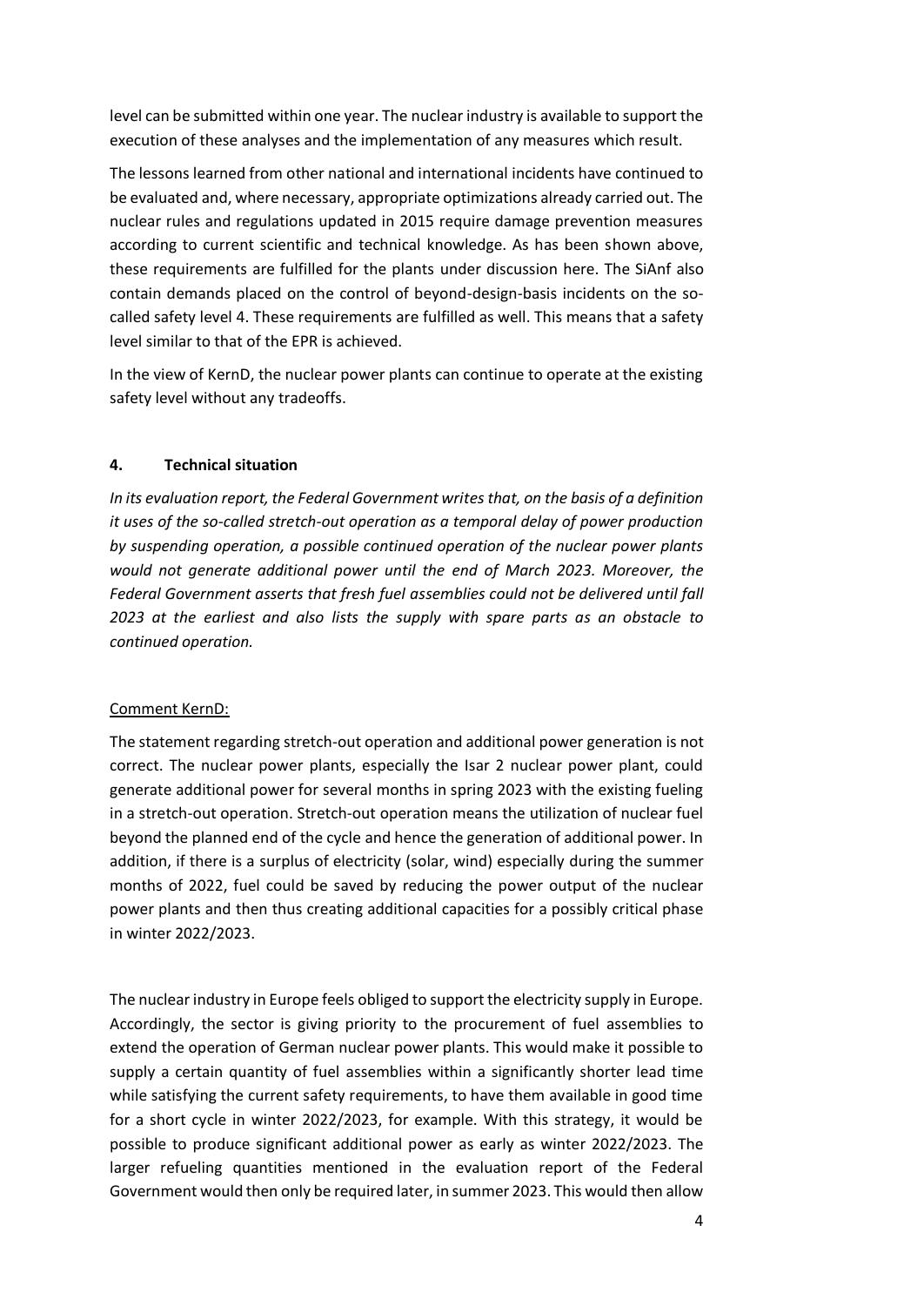level can be submitted within one year. The nuclear industry is available to support the execution of these analyses and the implementation of any measures which result.

The lessons learned from other national and international incidents have continued to be evaluated and, where necessary, appropriate optimizations already carried out. The nuclear rules and regulations updated in 2015 require damage prevention measures according to current scientific and technical knowledge. As has been shown above, these requirements are fulfilled for the plants under discussion here. The SiAnf also contain demands placed on the control of beyond-design-basis incidents on the so-called safety level 4. These requirements are fulfilled as well. This means that a safety level similar to that of the EPR is achieved.

In the view of KernD, the nuclear power plants can continue to operate at the existing safety level without any tradeoffs.

## 4. Technical situation

*In its evaluation report, the Federal Government writes that, on the basis of a definition it uses of the so-called stretch-out operation as a temporal delay of power production by suspending operation, a possible continued operation of the nuclear power plants would not generate additional power until the end of March 2023. Moreover, the Federal Government asserts that fresh fuel assemblies could not be delivered until fall 2023 at the earliest and also lists the supply with spare parts as an obstacle to continued operation.*

Comment KernD:

The statement regarding stretch-out operation and additional power generation is not correct. The nuclear power plants, especially the Isar 2 nuclear power plant, could generate additional power for several months in spring 2023 with the existing fueling in a stretch-out operation. Stretch-out operation means the utilization of nuclear fuel beyond the planned end of the cycle and hence the generation of additional power. In addition, if there is a surplus of electricity (solar, wind) especially during the summer months of 2022, fuel could be saved by reducing the power output of the nuclear power plants and then thus creating additional capacities for a possibly critical phase in winter 2022/2023.

The nuclear industry in Europe feels obliged to support the electricity supply in Europe. Accordingly, the sector is giving priority to the procurement of fuel assemblies to extend the operation of German nuclear power plants. This would make it possible to supply a certain quantity of fuel assemblies within a significantly shorter lead time while satisfying the current safety requirements, to have them available in good time for a short cycle in winter 2022/2023, for example. With this strategy, it would be possible to produce significant additional power as early as winter 2022/2023. The larger refueling quantities mentioned in the evaluation report of the Federal Government would then only be required later, in summer 2023. This would then allow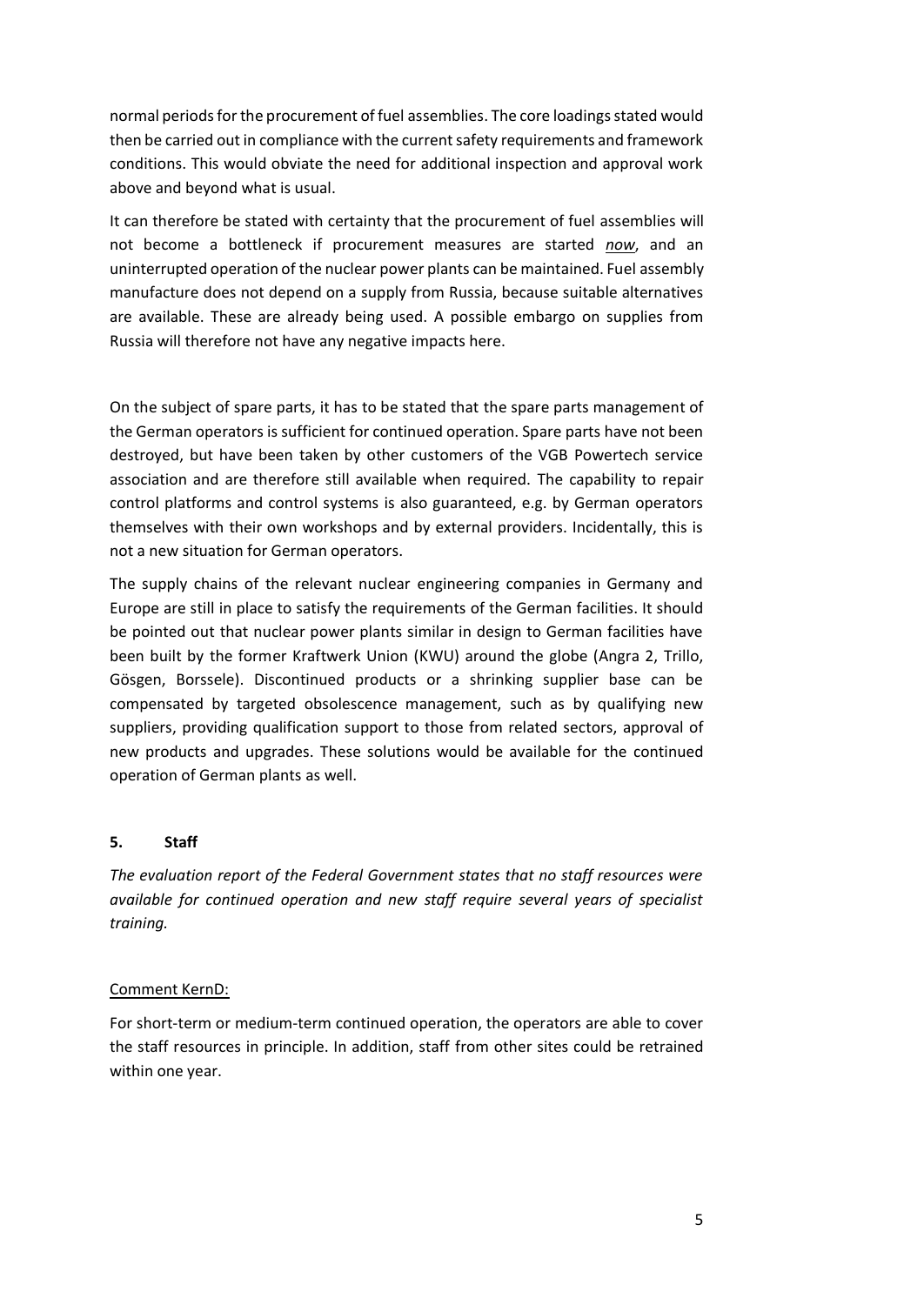normal periods for the procurement of fuel assemblies. The core loadings stated would then be carried out in compliance with the current safety requirements and framework conditions. This would obviate the need for additional inspection and approval work above and beyond what is usual.

It can therefore be stated with certainty that the procurement of fuel assemblies will not become a bottleneck if procurement measures are started *now*, and an uninterrupted operation of the nuclear power plants can be maintained. Fuel assembly manufacture does not depend on a supply from Russia, because suitable alternatives are available. These are already being used. A possible embargo on supplies from Russia will therefore not have any negative impacts here.

On the subject of spare parts, it has to be stated that the spare parts management of the German operators is sufficient for continued operation. Spare parts have not been destroyed, but have been taken by other customers of the VGB Powertech service association and are therefore still available when required. The capability to repair control platforms and control systems is also guaranteed, e.g. by German operators themselves with their own workshops and by external providers. Incidentally, this is not a new situation for German operators.

The supply chains of the relevant nuclear engineering companies in Germany and Europe are still in place to satisfy the requirements of the German facilities. It should be pointed out that nuclear power plants similar in design to German facilities have been built by the former Kraftwerk Union (KWU) around the globe (Angra 2, Trillo, Gösgen, Borssele). Discontinued products or a shrinking supplier base can be compensated by targeted obsolescence management, such as by qualifying new suppliers, providing qualification support to those from related sectors, approval of new products and upgrades. These solutions would be available for the continued operation of German plants as well.

## 5. Staff

*The evaluation report of the Federal Government states that no staff resources were available for continued operation and new staff require several years of specialist training.*

Comment KernD:

For short-term or medium-term continued operation, the operators are able to cover the staff resources in principle. In addition, staff from other sites could be retrained within one year.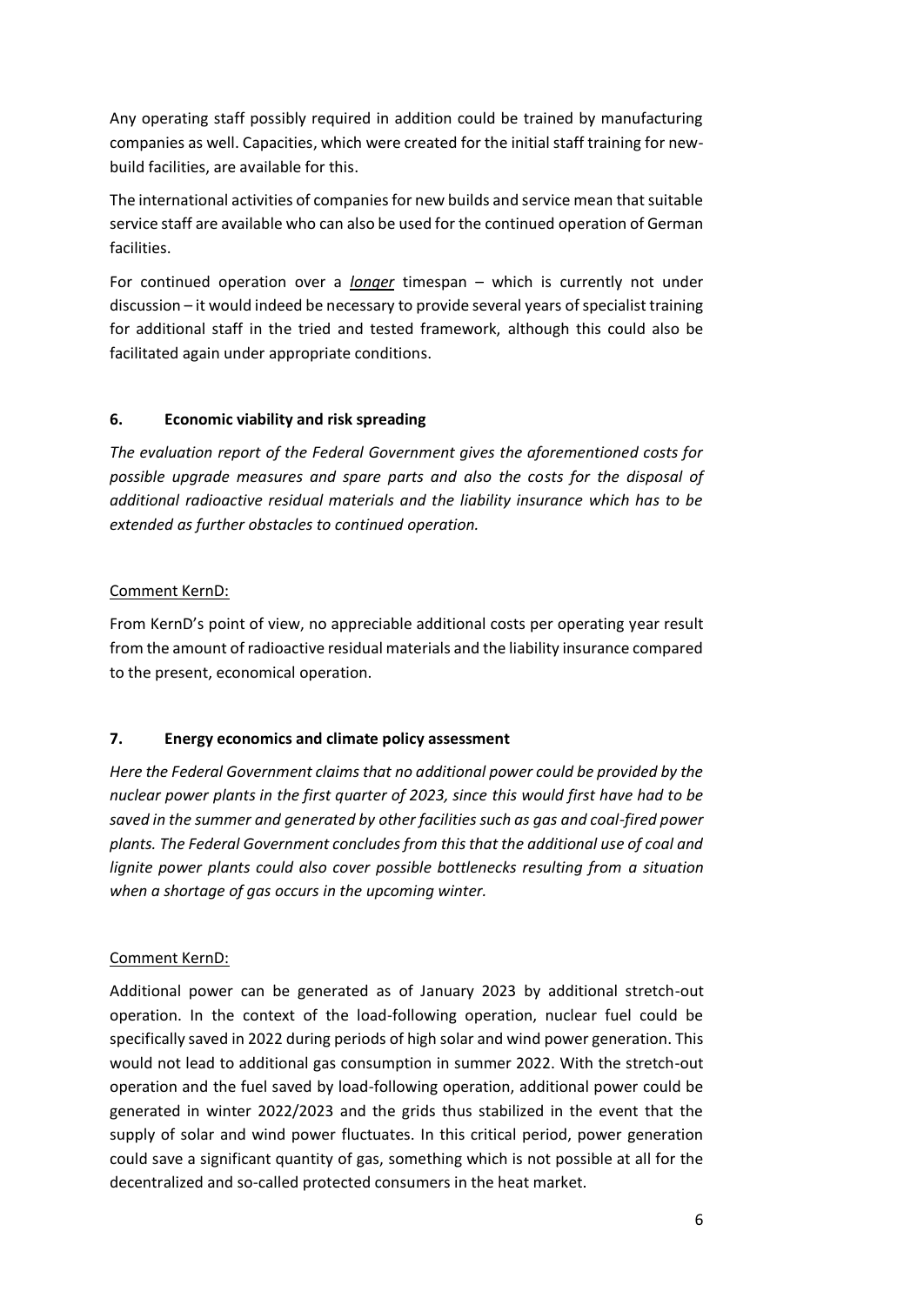Any operating staff possibly required in addition could be trained by manufacturing companies as well. Capacities, which were created for the initial staff training for new-build facilities, are available for this.

The international activities of companies for new builds and service mean that suitable service staff are available who can also be used for the continued operation of German facilities.

For continued operation over a ***longer*** timespan – which is currently not under discussion – it would indeed be necessary to provide several years of specialist training for additional staff in the tried and tested framework, although this could also be facilitated again under appropriate conditions.

### 6. Economic viability and risk spreading

*The evaluation report of the Federal Government gives the aforementioned costs for possible upgrade measures and spare parts and also the costs for the disposal of additional radioactive residual materials and the liability insurance which has to be extended as further obstacles to continued operation.*

Comment KernD:

From KernD's point of view, no appreciable additional costs per operating year result from the amount of radioactive residual materials and the liability insurance compared to the present, economical operation.

### 7. Energy economics and climate policy assessment

*Here the Federal Government claims that no additional power could be provided by the nuclear power plants in the first quarter of 2023, since this would first have had to be saved in the summer and generated by other facilities such as gas and coal-fired power plants. The Federal Government concludes from this that the additional use of coal and lignite power plants could also cover possible bottlenecks resulting from a situation when a shortage of gas occurs in the upcoming winter.*

Comment KernD:

Additional power can be generated as of January 2023 by additional stretch-out operation. In the context of the load-following operation, nuclear fuel could be specifically saved in 2022 during periods of high solar and wind power generation. This would not lead to additional gas consumption in summer 2022. With the stretch-out operation and the fuel saved by load-following operation, additional power could be generated in winter 2022/2023 and the grids thus stabilized in the event that the supply of solar and wind power fluctuates. In this critical period, power generation could save a significant quantity of gas, something which is not possible at all for the decentralized and so-called protected consumers in the heat market.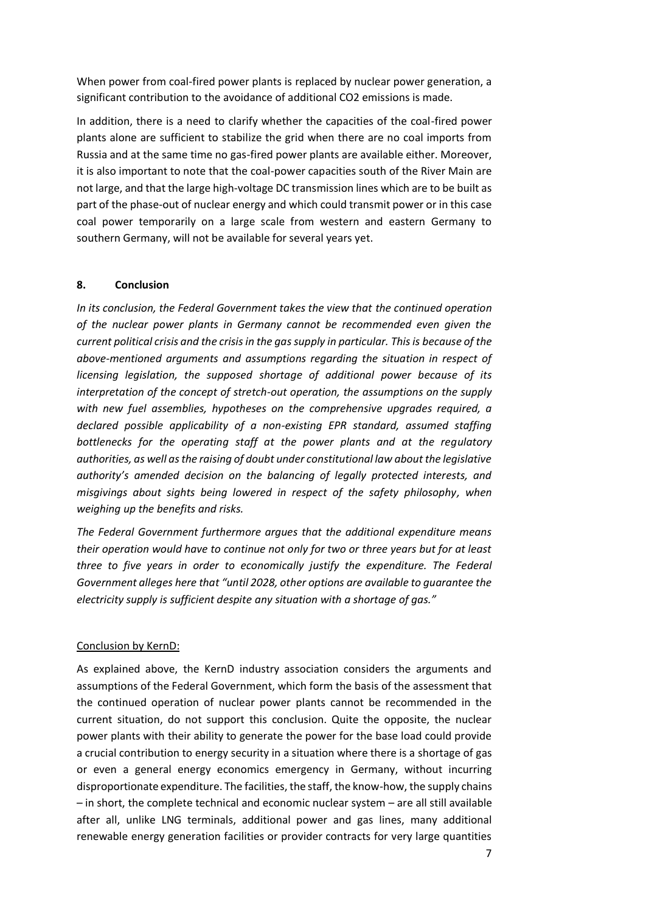When power from coal-fired power plants is replaced by nuclear power generation, a significant contribution to the avoidance of additional $CO_2$ emissions is made.

In addition, there is a need to clarify whether the capacities of the coal-fired power plants alone are sufficient to stabilize the grid when there are no coal imports from Russia and at the same time no gas-fired power plants are available either. Moreover, it is also important to note that the coal-power capacities south of the River Main are not large, and that the large high-voltage DC transmission lines which are to be built as part of the phase-out of nuclear energy and which could transmit power or in this case coal power temporarily on a large scale from western and eastern Germany to southern Germany, will not be available for several years yet.

## 8. Conclusion

*In its conclusion, the Federal Government takes the view that the continued operation of the nuclear power plants in Germany cannot be recommended even given the current political crisis and the crisis in the gas supply in particular. This is because of the above-mentioned arguments and assumptions regarding the situation in respect of licensing legislation, the supposed shortage of additional power because of its interpretation of the concept of stretch-out operation, the assumptions on the supply with new fuel assemblies, hypotheses on the comprehensive upgrades required, a declared possible applicability of a non-existing EPR standard, assumed staffing bottlenecks for the operating staff at the power plants and at the regulatory authorities, as well as the raising of doubt under constitutional law about the legislative authority's amended decision on the balancing of legally protected interests, and misgivings about sights being lowered in respect of the safety philosophy, when weighing up the benefits and risks.*

*The Federal Government furthermore argues that the additional expenditure means their operation would have to continue not only for two or three years but for at least three to five years in order to economically justify the expenditure. The Federal Government alleges here that "until 2028, other options are available to guarantee the electricity supply is sufficient despite any situation with a shortage of gas."*

Conclusion by KernD:

As explained above, the KernD industry association considers the arguments and assumptions of the Federal Government, which form the basis of the assessment that the continued operation of nuclear power plants cannot be recommended in the current situation, do not support this conclusion. Quite the opposite, the nuclear power plants with their ability to generate the power for the base load could provide a crucial contribution to energy security in a situation where there is a shortage of gas or even a general energy economics emergency in Germany, without incurring disproportionate expenditure. The facilities, the staff, the know-how, the supply chains – in short, the complete technical and economic nuclear system – are all still available after all, unlike LNG terminals, additional power and gas lines, many additional renewable energy generation facilities or provider contracts for very large quantities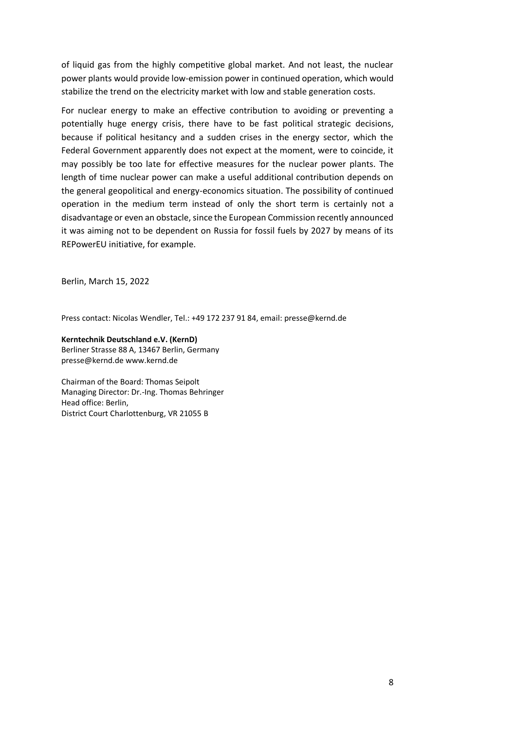of liquid gas from the highly competitive global market. And not least, the nuclear power plants would provide low-emission power in continued operation, which would stabilize the trend on the electricity market with low and stable generation costs.

For nuclear energy to make an effective contribution to avoiding or preventing a potentially huge energy crisis, there have to be fast political strategic decisions, because if political hesitancy and a sudden crises in the energy sector, which the Federal Government apparently does not expect at the moment, were to coincide, it may possibly be too late for effective measures for the nuclear power plants. The length of time nuclear power can make a useful additional contribution depends on the general geopolitical and energy-economics situation. The possibility of continued operation in the medium term instead of only the short term is certainly not a disadvantage or even an obstacle, since the European Commission recently announced it was aiming not to be dependent on Russia for fossil fuels by 2027 by means of its REPowerEU initiative, for example.

Berlin, March 15, 2022

Press contact: Nicolas Wendler, Tel.: +49 172 237 91 84, email: presse@kernd.de

**Kerntechnik Deutschland e.V. (KernD)**
Berliner Strasse 88 A, 13467 Berlin, Germany
presse@kernd.de www.kernd.de

Chairman of the Board: Thomas Seipolt
Managing Director: Dr.-Ing. Thomas Behringer
Head office: Berlin,
District Court Charlottenburg, VR 21055 B